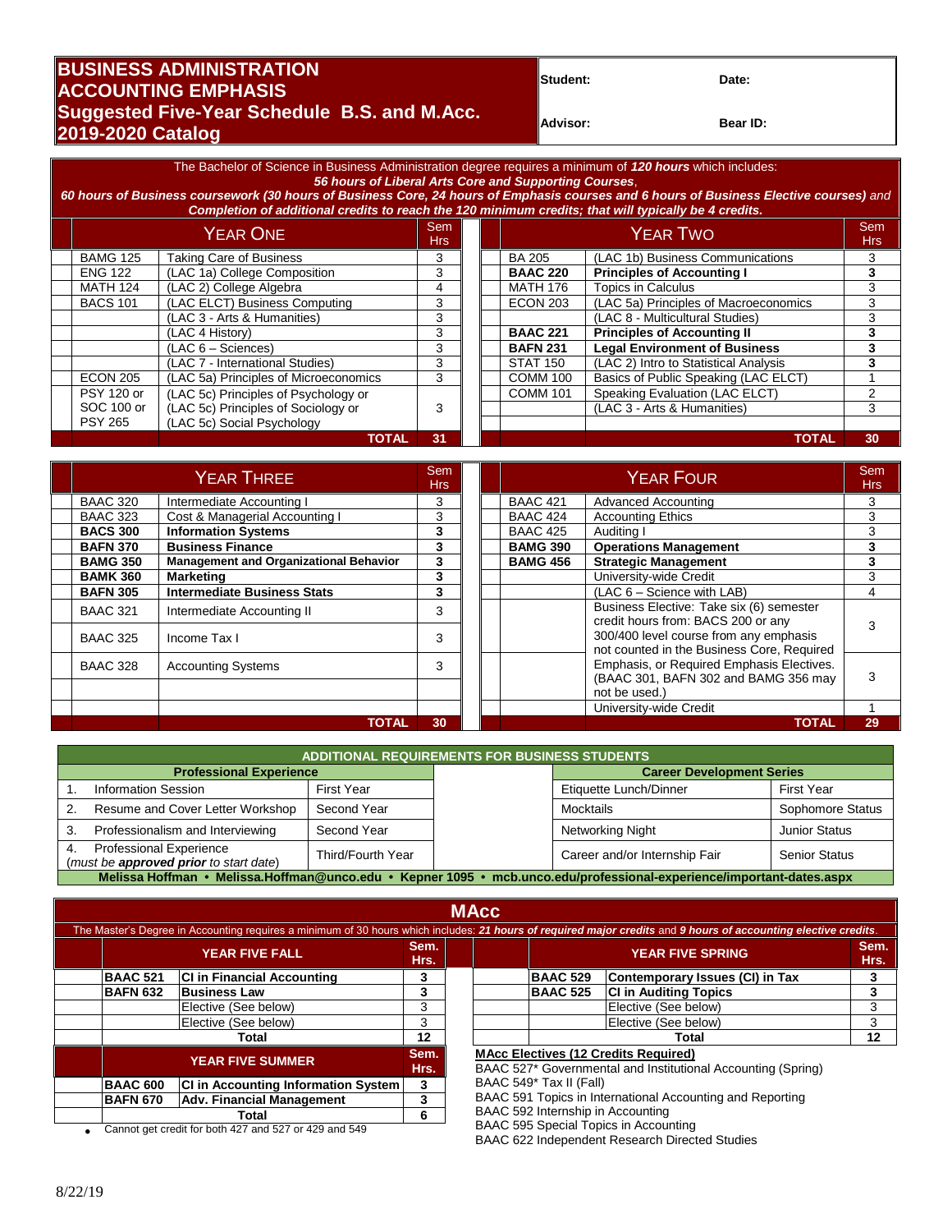# BUSINESS ADMINISTRATION ACCOUNTING EMPHASIS

## Suggested Five-Year Schedule B.S. and M.Acc. 2019-2020 Catalog

| Student: | Date: |
|---|---|
| Advisor: | Bear ID: |

The Bachelor of Science in Business Administration degree requires a minimum of ***120 hours*** which includes:
***56 hours of Liberal Arts Core and Supporting Courses***,
***60 hours of Business coursework (30 hours of Business Core, 24 hours of Emphasis courses and 6 hours of Business Elective courses)*** *and*
***Completion of additional credits to reach the 120 minimum credits; that will typically be 4 credits.***

| YEAR ONE | | Sem Hrs |
|---|---|---|
| BAMG 125 | Taking Care of Business | 3 |
| ENG 122 | (LAC 1a) College Composition | 3 |
| MATH 124 | (LAC 2) College Algebra | 4 |
| BACS 101 | (LAC ELCT) Business Computing | 3 |
| | (LAC 3 - Arts & Humanities) | 3 |
| | (LAC 4 History) | 3 |
| | (LAC 6 – Sciences) | 3 |
| | (LAC 7 - International Studies) | 3 |
| ECON 205 | (LAC 5a) Principles of Microeconomics | 3 |
| PSY 120 or SOC 100 or PSY 265 | (LAC 5c) Principles of Psychology or (LAC 5c) Principles of Sociology or (LAC 5c) Social Psychology | 3 |
| | **TOTAL** | **31** |

| YEAR TWO | | Sem Hrs |
|---|---|---|
| BA 205 | (LAC 1b) Business Communications | 3 |
| **BAAC 220** | **Principles of Accounting I** | **3** |
| MATH 176 | Topics in Calculus | 3 |
| ECON 203 | (LAC 5a) Principles of Macroeconomics | 3 |
| | (LAC 8 - Multicultural Studies) | 3 |
| **BAAC 221** | **Principles of Accounting II** | **3** |
| **BAFN 231** | **Legal Environment of Business** | **3** |
| STAT 150 | (LAC 2) Intro to Statistical Analysis | **3** |
| COMM 100 | Basics of Public Speaking (LAC ELCT) | 1 |
| COMM 101 | Speaking Evaluation (LAC ELCT) | 2 |
| | (LAC 3 - Arts & Humanities) | 3 |
| | **TOTAL** | **30** |

| YEAR THREE | | Sem Hrs |
|---|---|---|
| BAAC 320 | Intermediate Accounting I | 3 |
| BAAC 323 | Cost & Managerial Accounting I | 3 |
| **BACS 300** | **Information Systems** | **3** |
| **BAFN 370** | **Business Finance** | **3** |
| **BAMG 350** | **Management and Organizational Behavior** | **3** |
| **BAMK 360** | **Marketing** | **3** |
| **BAFN 305** | **Intermediate Business Stats** | **3** |
| BAAC 321 | Intermediate Accounting II | 3 |
| BAAC 325 | Income Tax I | 3 |
| BAAC 328 | Accounting Systems | 3 |
| | **TOTAL** | **30** |

| YEAR FOUR | | Sem Hrs |
|---|---|---|
| BAAC 421 | Advanced Accounting | 3 |
| BAAC 424 | Accounting Ethics | 3 |
| BAAC 425 | Auditing I | 3 |
| **BAMG 390** | **Operations Management** | **3** |
| **BAMG 456** | **Strategic Management** | **3** |
| | University-wide Credit | 3 |
| | (LAC 6 – Science with LAB) | 4 |
| | Business Elective: Take six (6) semester credit hours from: BACS 200 or any 300/400 level course from any emphasis not counted in the Business Core, Required Emphasis, or Required Emphasis Electives. (BAAC 301, BAFN 302 and BAMG 356 may not be used.) | 3 |
| | | 3 |
| | University-wide Credit | 1 |
| | **TOTAL** | **29** |

## ADDITIONAL REQUIREMENTS FOR BUSINESS STUDENTS

| Professional Experience | |
|---|---|
| 1. Information Session | First Year |
| 2. Resume and Cover Letter Workshop | Second Year |
| 3. Professionalism and Interviewing | Second Year |
| 4. Professional Experience (*must be **approved prior** to start date*) | Third/Fourth Year |

| Career Development Series | |
|---|---|
| Etiquette Lunch/Dinner | First Year |
| Mocktails | Sophomore Status |
| Networking Night | Junior Status |
| Career and/or Internship Fair | Senior Status |

**Melissa Hoffman • Melissa.Hoffman@unco.edu • Kepner 1095 • mcb.unco.edu/professional-experience/important-dates.aspx**

## MAcc

The Master's Degree in Accounting requires a minimum of 30 hours which includes: ***21 hours of required major credits*** and ***9 hours of accounting elective credits***.

| YEAR FIVE FALL | | Sem. Hrs. |
|---|---|---|
| **BAAC 521** | **CI in Financial Accounting** | **3** |
| **BAFN 632** | **Business Law** | **3** |
| | Elective (See below) | 3 |
| | Elective (See below) | 3 |
| | **Total** | **12** |

| YEAR FIVE SPRING | | Sem. Hrs. |
|---|---|---|
| **BAAC 529** | **Contemporary Issues (CI) in Tax** | **3** |
| **BAAC 525** | **CI in Auditing Topics** | **3** |
| | Elective (See below) | 3 |
| | Elective (See below) | 3 |
| | **Total** | **12** |

| YEAR FIVE SUMMER | | Sem. Hrs. |
|---|---|---|
| **BAAC 600** | **CI in Accounting Information System** | **3** |
| **BAFN 670** | **Adv. Financial Management** | **3** |
| | **Total** | **6** |

- Cannot get credit for both 427 and 527 or 429 and 549

**MAcc Electives (12 Credits Required)**

BAAC 527* Governmental and Institutional Accounting (Spring)
BAAC 549* Tax II (Fall)
BAAC 591 Topics in International Accounting and Reporting
BAAC 592 Internship in Accounting
BAAC 595 Special Topics in Accounting
BAAC 622 Independent Research Directed Studies

8/22/19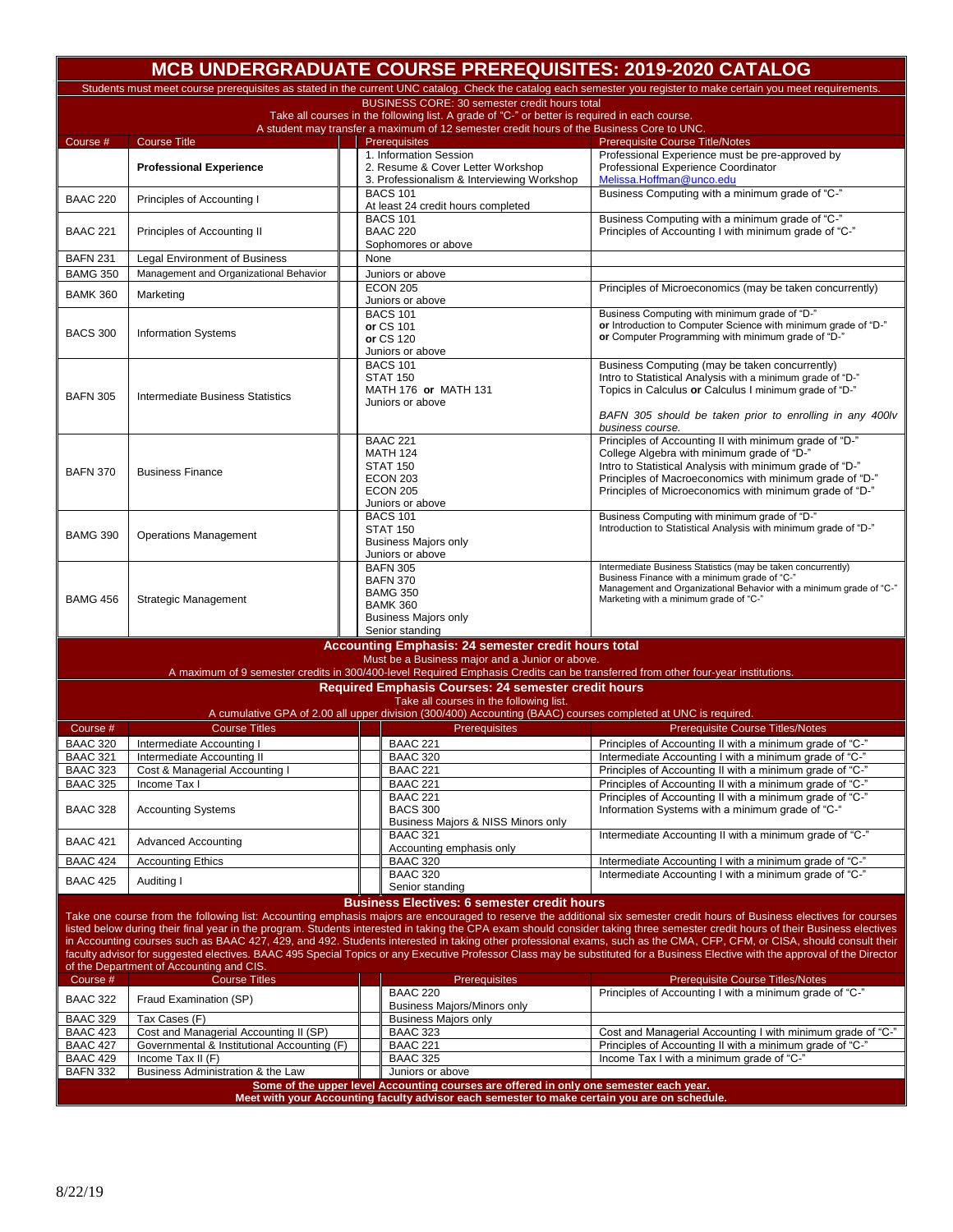# MCB UNDERGRADUATE COURSE PREREQUISITES: 2019-2020 CATALOG

Students must meet course prerequisites as stated in the current UNC catalog. Check the catalog each semester you register to make certain you meet requirements.

## BUSINESS CORE: 30 semester credit hours total

Take all courses in the following list. A grade of "C-" or better is required in each course.
A student may transfer a maximum of 12 semester credit hours of the Business Core to UNC.

| Course # | Course Title | Prerequisites | Prerequisite Course Title/Notes |
|---|---|---|---|
| | **Professional Experience** | 1. Information Session<br>2. Resume & Cover Letter Workshop<br>3. Professionalism & Interviewing Workshop | Professional Experience must be pre-approved by Professional Experience Coordinator<br>Melissa.Hoffman@unco.edu |
| BAAC 220 | Principles of Accounting I | BACS 101<br>At least 24 credit hours completed | Business Computing with a minimum grade of "C-" |
| BAAC 221 | Principles of Accounting II | BACS 101<br>BAAC 220<br>Sophomores or above | Business Computing with a minimum grade of "C-"<br>Principles of Accounting I with minimum grade of "C-" |
| BAFN 231 | Legal Environment of Business | None | |
| BAMG 350 | Management and Organizational Behavior | Juniors or above | |
| BAMK 360 | Marketing | ECON 205<br>Juniors or above | Principles of Microeconomics (may be taken concurrently) |
| BACS 300 | Information Systems | BACS 101<br>**or** CS 101<br>**or** CS 120<br>Juniors or above | Business Computing with minimum grade of "D-"<br>**or** Introduction to Computer Science with minimum grade of "D-"<br>**or** Computer Programming with minimum grade of "D-" |
| BAFN 305 | Intermediate Business Statistics | BACS 101<br>STAT 150<br>MATH 176 **or** MATH 131<br>Juniors or above | Business Computing (may be taken concurrently)<br>Intro to Statistical Analysis with a minimum grade of "D-"<br>Topics in Calculus **or** Calculus I minimum grade of "D-"<br><br>*BAFN 305 should be taken prior to enrolling in any 400lv business course.* |
| BAFN 370 | Business Finance | BAAC 221<br>MATH 124<br>STAT 150<br>ECON 203<br>ECON 205<br>Juniors or above | Principles of Accounting II with minimum grade of "D-"<br>College Algebra with minimum grade of "D-"<br>Intro to Statistical Analysis with minimum grade of "D-"<br>Principles of Macroeconomics with minimum grade of "D-"<br>Principles of Microeconomics with minimum grade of "D-" |
| BAMG 390 | Operations Management | BACS 101<br>STAT 150<br>Business Majors only<br>Juniors or above | Business Computing with minimum grade of "D-"<br>Introduction to Statistical Analysis with minimum grade of "D-" |
| BAMG 456 | Strategic Management | BAFN 305<br>BAFN 370<br>BAMG 350<br>BAMK 360<br>Business Majors only<br>Senior standing | Intermediate Business Statistics (may be taken concurrently)<br>Business Finance with a minimum grade of "C-"<br>Management and Organizational Behavior with a minimum grade of "C-"<br>Marketing with a minimum grade of "C-" |

## Accounting Emphasis: 24 semester credit hours total

Must be a Business major and a Junior or above.
A maximum of 9 semester credits in 300/400-level Required Emphasis Credits can be transferred from other four-year institutions.

### Required Emphasis Courses: 24 semester credit hours

Take all courses in the following list.
A cumulative GPA of 2.00 all upper division (300/400) Accounting (BAAC) courses completed at UNC is required.

| Course # | Course Titles | Prerequisites | Prerequisite Course Titles/Notes |
|---|---|---|---|
| BAAC 320 | Intermediate Accounting I | BAAC 221 | Principles of Accounting II with a minimum grade of "C-" |
| BAAC 321 | Intermediate Accounting II | BAAC 320 | Intermediate Accounting I with a minimum grade of "C-" |
| BAAC 323 | Cost & Managerial Accounting I | BAAC 221 | Principles of Accounting II with a minimum grade of "C-" |
| BAAC 325 | Income Tax I | BAAC 221 | Principles of Accounting II with a minimum grade of "C-" |
| BAAC 328 | Accounting Systems | BAAC 221<br>BACS 300<br>Business Majors & NISS Minors only | Principles of Accounting II with a minimum grade of "C-"<br>Information Systems with a minimum grade of "C-" |
| BAAC 421 | Advanced Accounting | BAAC 321<br>Accounting emphasis only | Intermediate Accounting II with a minimum grade of "C-" |
| BAAC 424 | Accounting Ethics | BAAC 320 | Intermediate Accounting I with a minimum grade of "C-" |
| BAAC 425 | Auditing I | BAAC 320<br>Senior standing | Intermediate Accounting I with a minimum grade of "C-" |

### Business Electives: 6 semester credit hours

Take one course from the following list: Accounting emphasis majors are encouraged to reserve the additional six semester credit hours of Business electives for courses listed below during their final year in the program. Students interested in taking the CPA exam should consider taking three semester credit hours of their Business electives in Accounting courses such as BAAC 427, 429, and 492. Students interested in taking other professional exams, such as the CMA, CFP, CFM, or CISA, should consult their faculty advisor for suggested electives. BAAC 495 Special Topics or any Executive Professor Class may be substituted for a Business Elective with the approval of the Director of the Department of Accounting and CIS.

| Course # | Course Titles | Prerequisites | Prerequisite Course Titles/Notes |
|---|---|---|---|
| BAAC 322 | Fraud Examination (SP) | BAAC 220<br>Business Majors/Minors only | Principles of Accounting I with a minimum grade of "C-" |
| BAAC 329 | Tax Cases (F) | Business Majors only | |
| BAAC 423 | Cost and Managerial Accounting II (SP) | BAAC 323 | Cost and Managerial Accounting I with minimum grade of "C-" |
| BAAC 427 | Governmental & Institutional Accounting (F) | BAAC 221 | Principles of Accounting II with a minimum grade of "C-" |
| BAAC 429 | Income Tax II (F) | BAAC 325 | Income Tax I with a minimum grade of "C-" |
| BAFN 332 | Business Administration & the Law | Juniors or above | |

**Some of the upper level Accounting courses are offered in only one semester each year.**
**Meet with your Accounting faculty advisor each semester to make certain you are on schedule.**

8/22/19